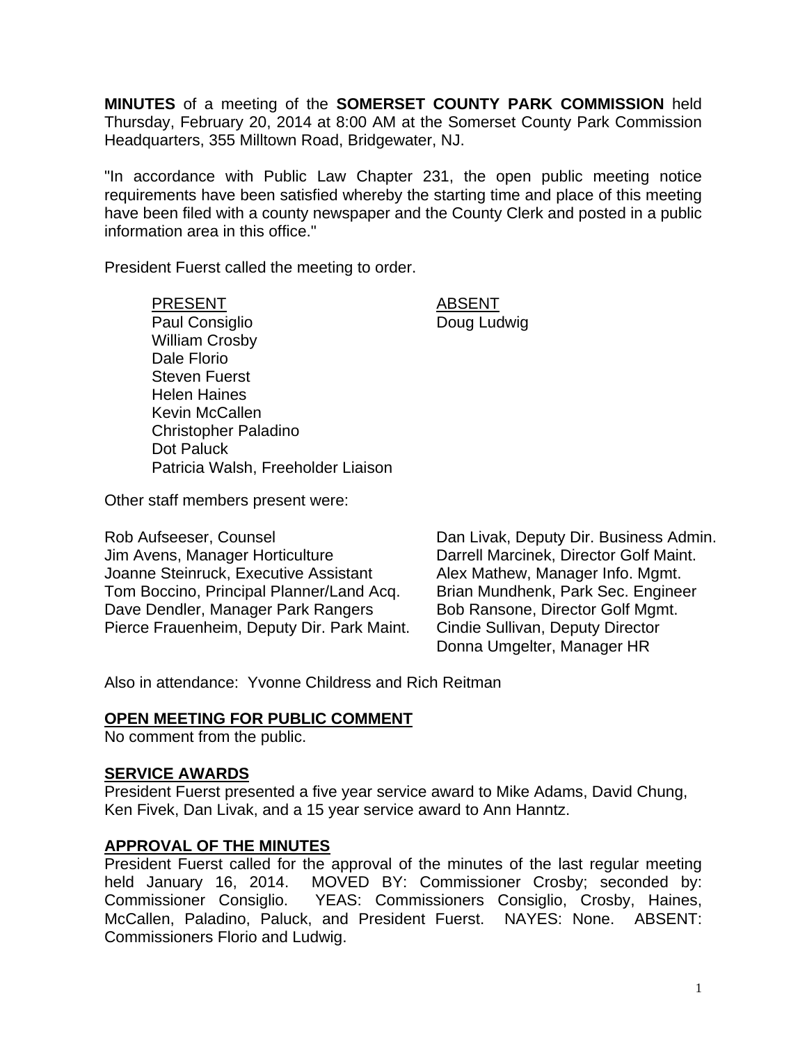**MINUTES** of a meeting of the **SOMERSET COUNTY PARK COMMISSION** held Thursday, February 20, 2014 at 8:00 AM at the Somerset County Park Commission Headquarters, 355 Milltown Road, Bridgewater, NJ.

"In accordance with Public Law Chapter 231, the open public meeting notice requirements have been satisfied whereby the starting time and place of this meeting have been filed with a county newspaper and the County Clerk and posted in a public information area in this office."

President Fuerst called the meeting to order.

| PRESENT | ABSENT |
| --- | --- |
| Paul Consiglio | Doug Ludwig |
| William Crosby | |
| Dale Florio | |
| Steven Fuerst | |
| Helen Haines | |
| Kevin McCallen | |
| Christopher Paladino | |
| Dot Paluck | |
| Patricia Walsh, Freeholder Liaison | |

Other staff members present were:

| | |
| --- | --- |
| Rob Aufseeser, Counsel | Dan Livak, Deputy Dir. Business Admin. |
| Jim Avens, Manager Horticulture | Darrell Marcinek, Director Golf Maint. |
| Joanne Steinruck, Executive Assistant | Alex Mathew, Manager Info. Mgmt. |
| Tom Boccino, Principal Planner/Land Acq. | Brian Mundhenk, Park Sec. Engineer |
| Dave Dendler, Manager Park Rangers | Bob Ransone, Director Golf Mgmt. |
| Pierce Frauenheim, Deputy Dir. Park Maint. | Cindie Sullivan, Deputy Director |
| | Donna Umgelter, Manager HR |

Also in attendance: Yvonne Childress and Rich Reitman

## OPEN MEETING FOR PUBLIC COMMENT

No comment from the public.

## SERVICE AWARDS

President Fuerst presented a five year service award to Mike Adams, David Chung, Ken Fivek, Dan Livak, and a 15 year service award to Ann Hanntz.

## APPROVAL OF THE MINUTES

President Fuerst called for the approval of the minutes of the last regular meeting held January 16, 2014. MOVED BY: Commissioner Crosby; seconded by: Commissioner Consiglio. YEAS: Commissioners Consiglio, Crosby, Haines, McCallen, Paladino, Paluck, and President Fuerst. NAYES: None. ABSENT: Commissioners Florio and Ludwig.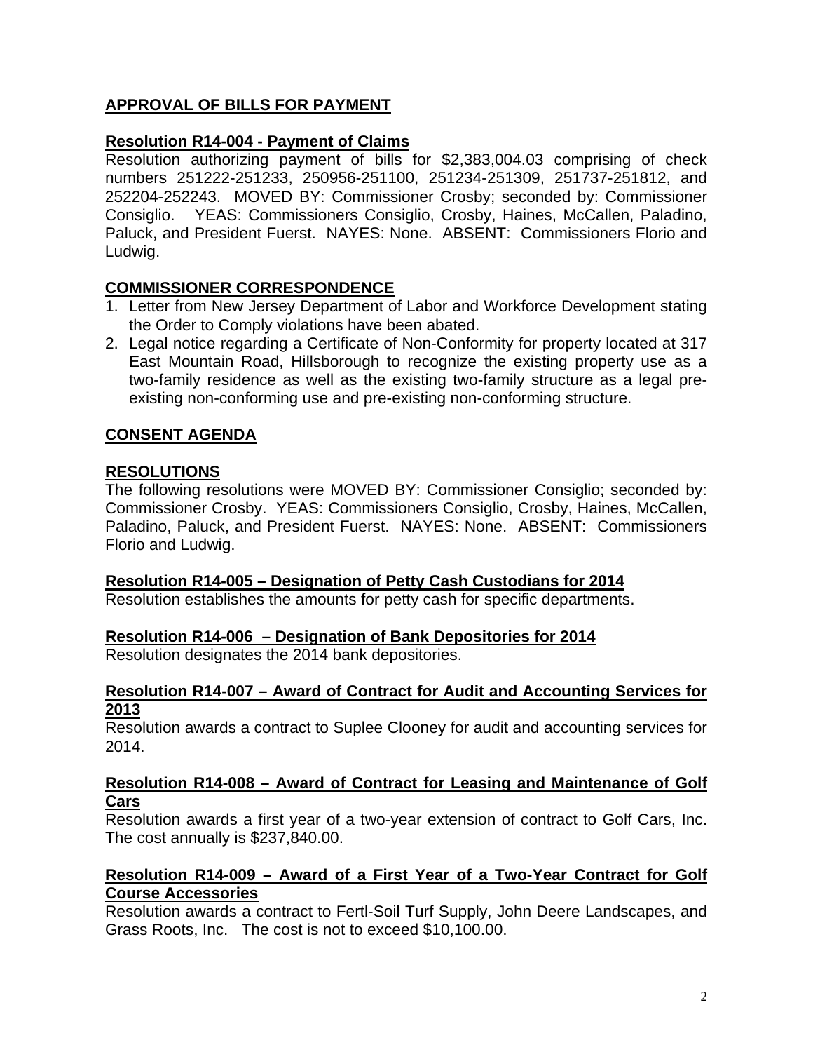## APPROVAL OF BILLS FOR PAYMENT

### Resolution R14-004 - Payment of Claims

Resolution authorizing payment of bills for $2,383,004.03 comprising of check numbers 251222-251233, 250956-251100, 251234-251309, 251737-251812, and 252204-252243. MOVED BY: Commissioner Crosby; seconded by: Commissioner Consiglio. YEAS: Commissioners Consiglio, Crosby, Haines, McCallen, Paladino, Paluck, and President Fuerst. NAYES: None. ABSENT: Commissioners Florio and Ludwig.

## COMMISSIONER CORRESPONDENCE

1. Letter from New Jersey Department of Labor and Workforce Development stating the Order to Comply violations have been abated.
2. Legal notice regarding a Certificate of Non-Conformity for property located at 317 East Mountain Road, Hillsborough to recognize the existing property use as a two-family residence as well as the existing two-family structure as a legal pre-existing non-conforming use and pre-existing non-conforming structure.

## CONSENT AGENDA

## RESOLUTIONS

The following resolutions were MOVED BY: Commissioner Consiglio; seconded by: Commissioner Crosby. YEAS: Commissioners Consiglio, Crosby, Haines, McCallen, Paladino, Paluck, and President Fuerst. NAYES: None. ABSENT: Commissioners Florio and Ludwig.

### Resolution R14-005 – Designation of Petty Cash Custodians for 2014

Resolution establishes the amounts for petty cash for specific departments.

### Resolution R14-006 – Designation of Bank Depositories for 2014

Resolution designates the 2014 bank depositories.

### Resolution R14-007 – Award of Contract for Audit and Accounting Services for 2013

Resolution awards a contract to Suplee Clooney for audit and accounting services for 2014.

### Resolution R14-008 – Award of Contract for Leasing and Maintenance of Golf Cars

Resolution awards a first year of a two-year extension of contract to Golf Cars, Inc. The cost annually is $237,840.00.

### Resolution R14-009 – Award of a First Year of a Two-Year Contract for Golf Course Accessories

Resolution awards a contract to Fertl-Soil Turf Supply, John Deere Landscapes, and Grass Roots, Inc. The cost is not to exceed $10,100.00.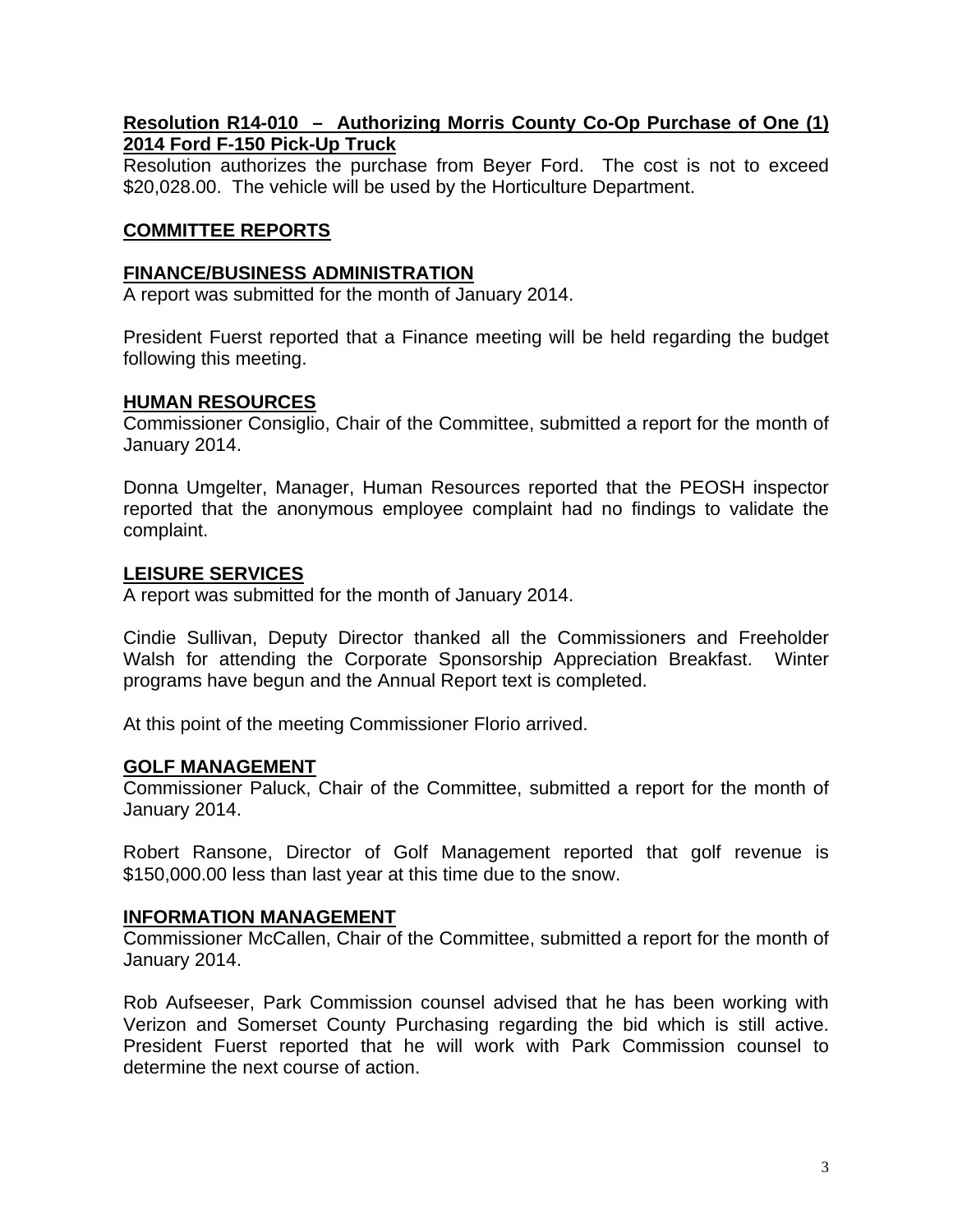**Resolution R14-010 – Authorizing Morris County Co-Op Purchase of One (1) 2014 Ford F-150 Pick-Up Truck**

Resolution authorizes the purchase from Beyer Ford. The cost is not to exceed $20,028.00. The vehicle will be used by the Horticulture Department.

**COMMITTEE REPORTS**

**FINANCE/BUSINESS ADMINISTRATION**

A report was submitted for the month of January 2014.

President Fuerst reported that a Finance meeting will be held regarding the budget following this meeting.

**HUMAN RESOURCES**

Commissioner Consiglio, Chair of the Committee, submitted a report for the month of January 2014.

Donna Umgelter, Manager, Human Resources reported that the PEOSH inspector reported that the anonymous employee complaint had no findings to validate the complaint.

**LEISURE SERVICES**

A report was submitted for the month of January 2014.

Cindie Sullivan, Deputy Director thanked all the Commissioners and Freeholder Walsh for attending the Corporate Sponsorship Appreciation Breakfast. Winter programs have begun and the Annual Report text is completed.

At this point of the meeting Commissioner Florio arrived.

**GOLF MANAGEMENT**

Commissioner Paluck, Chair of the Committee, submitted a report for the month of January 2014.

Robert Ransone, Director of Golf Management reported that golf revenue is $150,000.00 less than last year at this time due to the snow.

**INFORMATION MANAGEMENT**

Commissioner McCallen, Chair of the Committee, submitted a report for the month of January 2014.

Rob Aufseeser, Park Commission counsel advised that he has been working with Verizon and Somerset County Purchasing regarding the bid which is still active. President Fuerst reported that he will work with Park Commission counsel to determine the next course of action.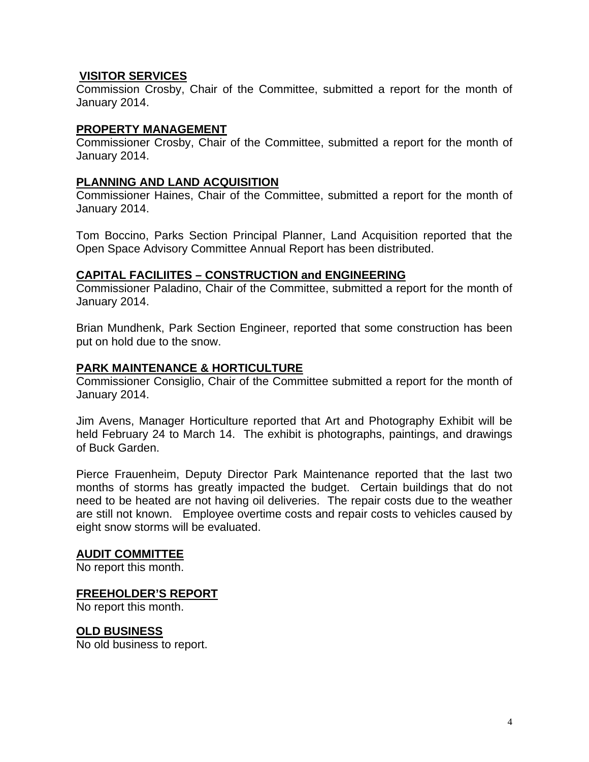**VISITOR SERVICES**

Commission Crosby, Chair of the Committee, submitted a report for the month of January 2014.

**PROPERTY MANAGEMENT**

Commissioner Crosby, Chair of the Committee, submitted a report for the month of January 2014.

**PLANNING AND LAND ACQUISITION**

Commissioner Haines, Chair of the Committee, submitted a report for the month of January 2014.

Tom Boccino, Parks Section Principal Planner, Land Acquisition reported that the Open Space Advisory Committee Annual Report has been distributed.

**CAPITAL FACILIITES – CONSTRUCTION and ENGINEERING**

Commissioner Paladino, Chair of the Committee, submitted a report for the month of January 2014.

Brian Mundhenk, Park Section Engineer, reported that some construction has been put on hold due to the snow.

**PARK MAINTENANCE & HORTICULTURE**

Commissioner Consiglio, Chair of the Committee submitted a report for the month of January 2014.

Jim Avens, Manager Horticulture reported that Art and Photography Exhibit will be held February 24 to March 14. The exhibit is photographs, paintings, and drawings of Buck Garden.

Pierce Frauenheim, Deputy Director Park Maintenance reported that the last two months of storms has greatly impacted the budget. Certain buildings that do not need to be heated are not having oil deliveries. The repair costs due to the weather are still not known. Employee overtime costs and repair costs to vehicles caused by eight snow storms will be evaluated.

**AUDIT COMMITTEE**

No report this month.

**FREEHOLDER'S REPORT**

No report this month.

**OLD BUSINESS**

No old business to report.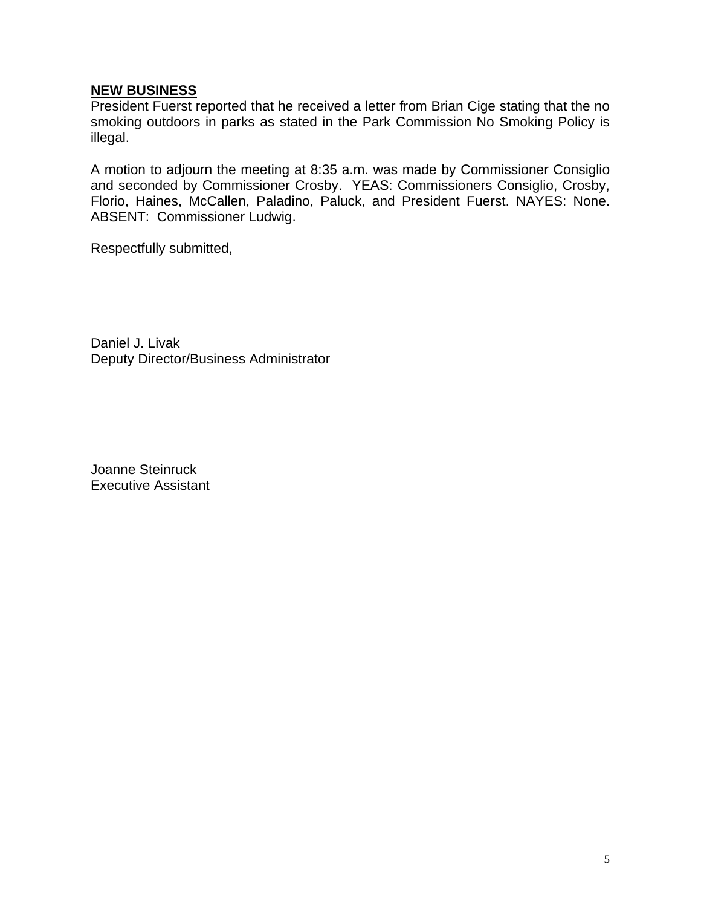**NEW BUSINESS**

President Fuerst reported that he received a letter from Brian Cige stating that the no smoking outdoors in parks as stated in the Park Commission No Smoking Policy is illegal.

A motion to adjourn the meeting at 8:35 a.m. was made by Commissioner Consiglio and seconded by Commissioner Crosby. YEAS: Commissioners Consiglio, Crosby, Florio, Haines, McCallen, Paladino, Paluck, and President Fuerst. NAYES: None. ABSENT: Commissioner Ludwig.

Respectfully submitted,

Daniel J. Livak
Deputy Director/Business Administrator

Joanne Steinruck
Executive Assistant